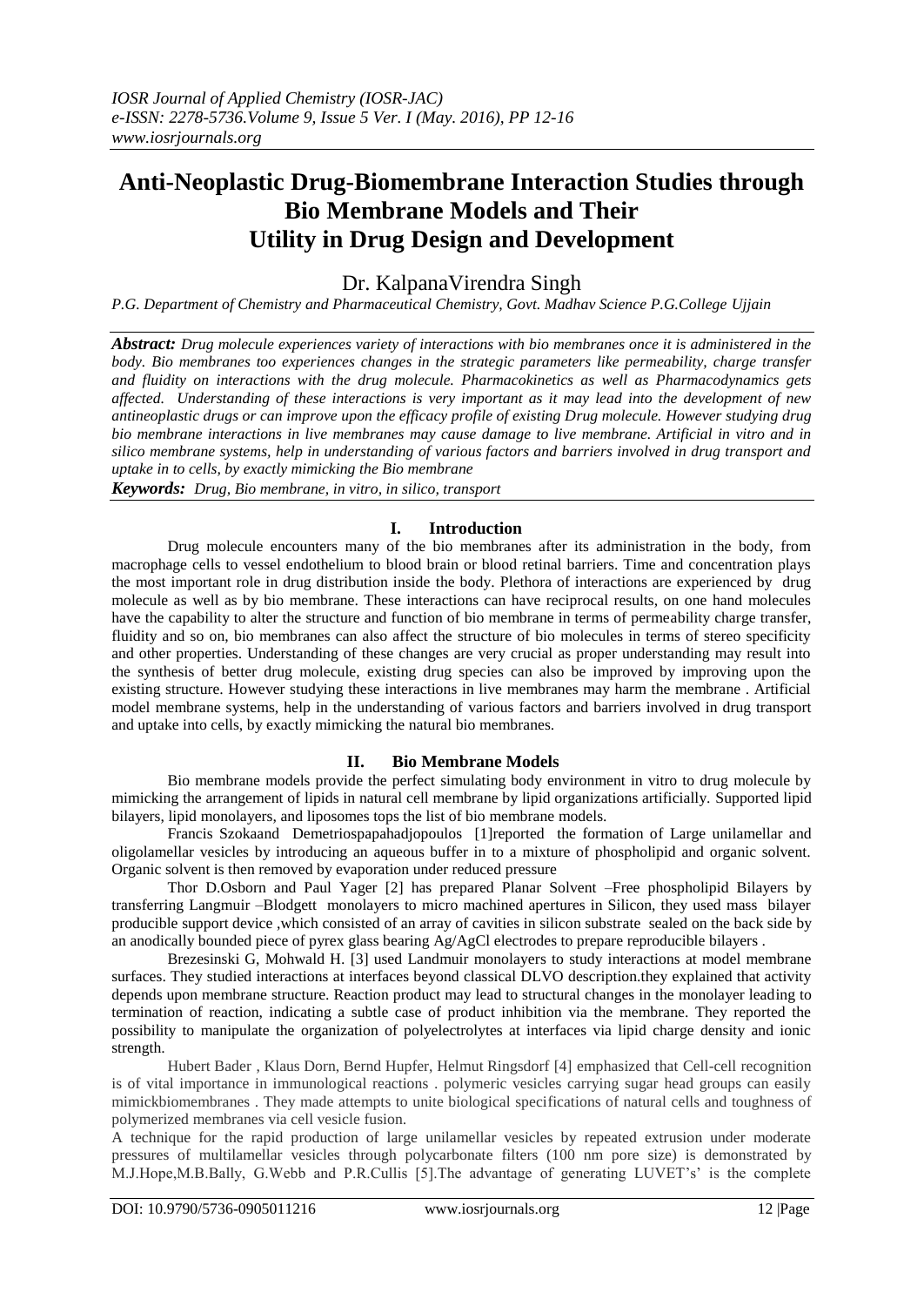# Anti-Neoplastic Drug-Biomembrane Interaction Studies through Bio Membrane Models and Their Utility in Drug Design and Development

Dr. KalpanaVirendra Singh

*P.G. Department of Chemistry and Pharmaceutical Chemistry, Govt. Madhav Science P.G.College Ujjain*

***Abstract:*** *Drug molecule experiences variety of interactions with bio membranes once it is administered in the body. Bio membranes too experiences changes in the strategic parameters like permeability, charge transfer and fluidity on interactions with the drug molecule. Pharmacokinetics as well as Pharmacodynamics gets affected. Understanding of these interactions is very important as it may lead into the development of new antineoplastic drugs or can improve upon the efficacy profile of existing Drug molecule. However studying drug bio membrane interactions in live membranes may cause damage to live membrane. Artificial in vitro and in silico membrane systems, help in understanding of various factors and barriers involved in drug transport and uptake in to cells, by exactly mimicking the Bio membrane*

***Keywords:*** *Drug, Bio membrane, in vitro, in silico, transport*

## I. Introduction

Drug molecule encounters many of the bio membranes after its administration in the body, from macrophage cells to vessel endothelium to blood brain or blood retinal barriers. Time and concentration plays the most important role in drug distribution inside the body. Plethora of interactions are experienced by drug molecule as well as by bio membrane. These interactions can have reciprocal results, on one hand molecules have the capability to alter the structure and function of bio membrane in terms of permeability charge transfer, fluidity and so on, bio membranes can also affect the structure of bio molecules in terms of stereo specificity and other properties. Understanding of these changes are very crucial as proper understanding may result into the synthesis of better drug molecule, existing drug species can also be improved by improving upon the existing structure. However studying these interactions in live membranes may harm the membrane . Artificial model membrane systems, help in the understanding of various factors and barriers involved in drug transport and uptake into cells, by exactly mimicking the natural bio membranes.

## II. Bio Membrane Models

Bio membrane models provide the perfect simulating body environment in vitro to drug molecule by mimicking the arrangement of lipids in natural cell membrane by lipid organizations artificially. Supported lipid bilayers, lipid monolayers, and liposomes tops the list of bio membrane models.

Francis Szokaand Demetriospapahadjopoulos [1]reported the formation of Large unilamellar and oligolamellar vesicles by introducing an aqueous buffer in to a mixture of phospholipid and organic solvent. Organic solvent is then removed by evaporation under reduced pressure

Thor D.Osborn and Paul Yager [2] has prepared Planar Solvent –Free phospholipid Bilayers by transferring Langmuir –Blodgett monolayers to micro machined apertures in Silicon, they used mass bilayer producible support device ,which consisted of an array of cavities in silicon substrate sealed on the back side by an anodically bounded piece of pyrex glass bearing Ag/AgCl electrodes to prepare reproducible bilayers .

Brezesinski G, Mohwald H. [3] used Landmuir monolayers to study interactions at model membrane surfaces. They studied interactions at interfaces beyond classical DLVO description.they explained that activity depends upon membrane structure. Reaction product may lead to structural changes in the monolayer leading to termination of reaction, indicating a subtle case of product inhibition via the membrane. They reported the possibility to manipulate the organization of polyelectrolytes at interfaces via lipid charge density and ionic strength.

Hubert Bader , Klaus Dorn, Bernd Hupfer, Helmut Ringsdorf [4] emphasized that Cell-cell recognition is of vital importance in immunological reactions . polymeric vesicles carrying sugar head groups can easily mimickbiomembranes . They made attempts to unite biological specifications of natural cells and toughness of polymerized membranes via cell vesicle fusion.

A technique for the rapid production of large unilamellar vesicles by repeated extrusion under moderate pressures of multilamellar vesicles through polycarbonate filters (100 nm pore size) is demonstrated by M.J.Hope,M.B.Bally, G.Webb and P.R.Cullis [5].The advantage of generating LUVET's' is the complete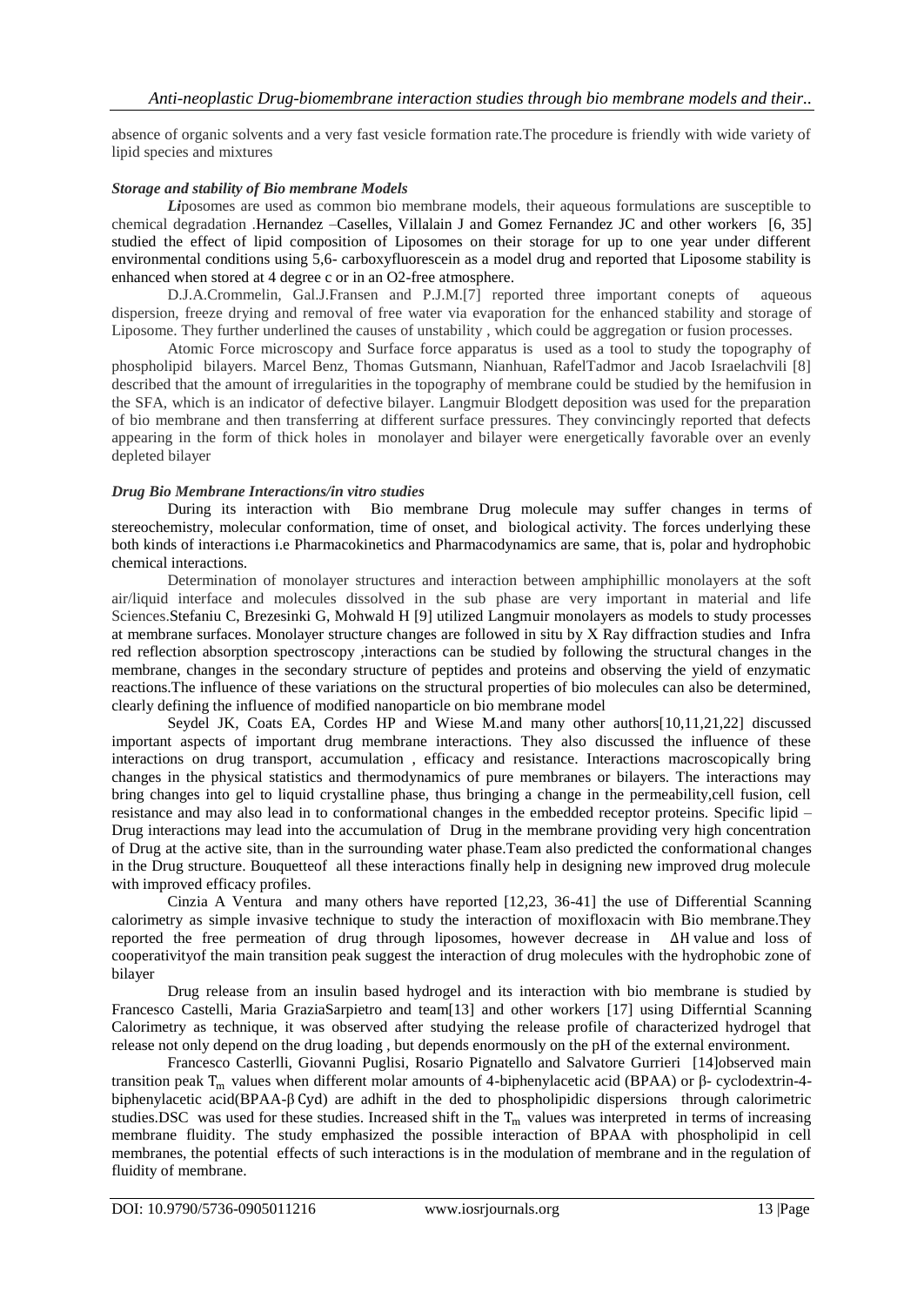absence of organic solvents and a very fast vesicle formation rate.The procedure is friendly with wide variety of lipid species and mixtures

### *Storage and stability of Bio membrane Models*

*Li*posomes are used as common bio membrane models, their aqueous formulations are susceptible to chemical degradation .Hernandez –Caselles, Villalain J and Gomez Fernandez JC and other workers [6, 35] studied the effect of lipid composition of Liposomes on their storage for up to one year under different environmental conditions using 5,6- carboxyfluorescein as a model drug and reported that Liposome stability is enhanced when stored at 4 degree c or in an O2-free atmosphere.

D.J.A.Crommelin, Gal.J.Fransen and P.J.M.[7] reported three important conepts of aqueous dispersion, freeze drying and removal of free water via evaporation for the enhanced stability and storage of Liposome. They further underlined the causes of unstability , which could be aggregation or fusion processes.

Atomic Force microscopy and Surface force apparatus is used as a tool to study the topography of phospholipid bilayers. Marcel Benz, Thomas Gutsmann, Nianhuan, RafelTadmor and Jacob Israelachvili [8] described that the amount of irregularities in the topography of membrane could be studied by the hemifusion in the SFA, which is an indicator of defective bilayer. Langmuir Blodgett deposition was used for the preparation of bio membrane and then transferring at different surface pressures. They convincingly reported that defects appearing in the form of thick holes in monolayer and bilayer were energetically favorable over an evenly depleted bilayer

### *Drug Bio Membrane Interactions/in vitro studies*

During its interaction with Bio membrane Drug molecule may suffer changes in terms of stereochemistry, molecular conformation, time of onset, and biological activity. The forces underlying these both kinds of interactions i.e Pharmacokinetics and Pharmacodynamics are same, that is, polar and hydrophobic chemical interactions.

Determination of monolayer structures and interaction between amphiphillic monolayers at the soft air/liquid interface and molecules dissolved in the sub phase are very important in material and life Sciences.Stefaniu C, Brezesinki G, Mohwald H [9] utilized Langmuir monolayers as models to study processes at membrane surfaces. Monolayer structure changes are followed in situ by X Ray diffraction studies and Infra red reflection absorption spectroscopy ,interactions can be studied by following the structural changes in the membrane, changes in the secondary structure of peptides and proteins and observing the yield of enzymatic reactions.The influence of these variations on the structural properties of bio molecules can also be determined, clearly defining the influence of modified nanoparticle on bio membrane model

Seydel JK, Coats EA, Cordes HP and Wiese M.and many other authors[10,11,21,22] discussed important aspects of important drug membrane interactions. They also discussed the influence of these interactions on drug transport, accumulation , efficacy and resistance. Interactions macroscopically bring changes in the physical statistics and thermodynamics of pure membranes or bilayers. The interactions may bring changes into gel to liquid crystalline phase, thus bringing a change in the permeability,cell fusion, cell resistance and may also lead in to conformational changes in the embedded receptor proteins. Specific lipid – Drug interactions may lead into the accumulation of Drug in the membrane providing very high concentration of Drug at the active site, than in the surrounding water phase.Team also predicted the conformational changes in the Drug structure. Bouquetteof all these interactions finally help in designing new improved drug molecule with improved efficacy profiles.

Cinzia A Ventura and many others have reported [12,23, 36-41] the use of Differential Scanning calorimetry as simple invasive technique to study the interaction of moxifloxacin with Bio membrane.They reported the free permeation of drug through liposomes, however decrease in $\Delta H$ value and loss of cooperativityof the main transition peak suggest the interaction of drug molecules with the hydrophobic zone of bilayer

Drug release from an insulin based hydrogel and its interaction with bio membrane is studied by Francesco Castelli, Maria GraziaSarpietro and team[13] and other workers [17] using Differntial Scanning Calorimetry as technique, it was observed after studying the release profile of characterized hydrogel that release not only depend on the drug loading , but depends enormously on the pH of the external environment.

Francesco Casterlli, Giovanni Puglisi, Rosario Pignatello and Salvatore Gurrieri [14]observed main transition peak $T_m$ values when different molar amounts of 4-biphenylacetic acid (BPAA) or β- cyclodextrin-4-biphenylacetic acid(BPAA-β Cyd) are adhift in the ded to phospholipidic dispersions through calorimetric studies.DSC was used for these studies. Increased shift in the $T_m$ values was interpreted in terms of increasing membrane fluidity. The study emphasized the possible interaction of BPAA with phospholipid in cell membranes, the potential effects of such interactions is in the modulation of membrane and in the regulation of fluidity of membrane.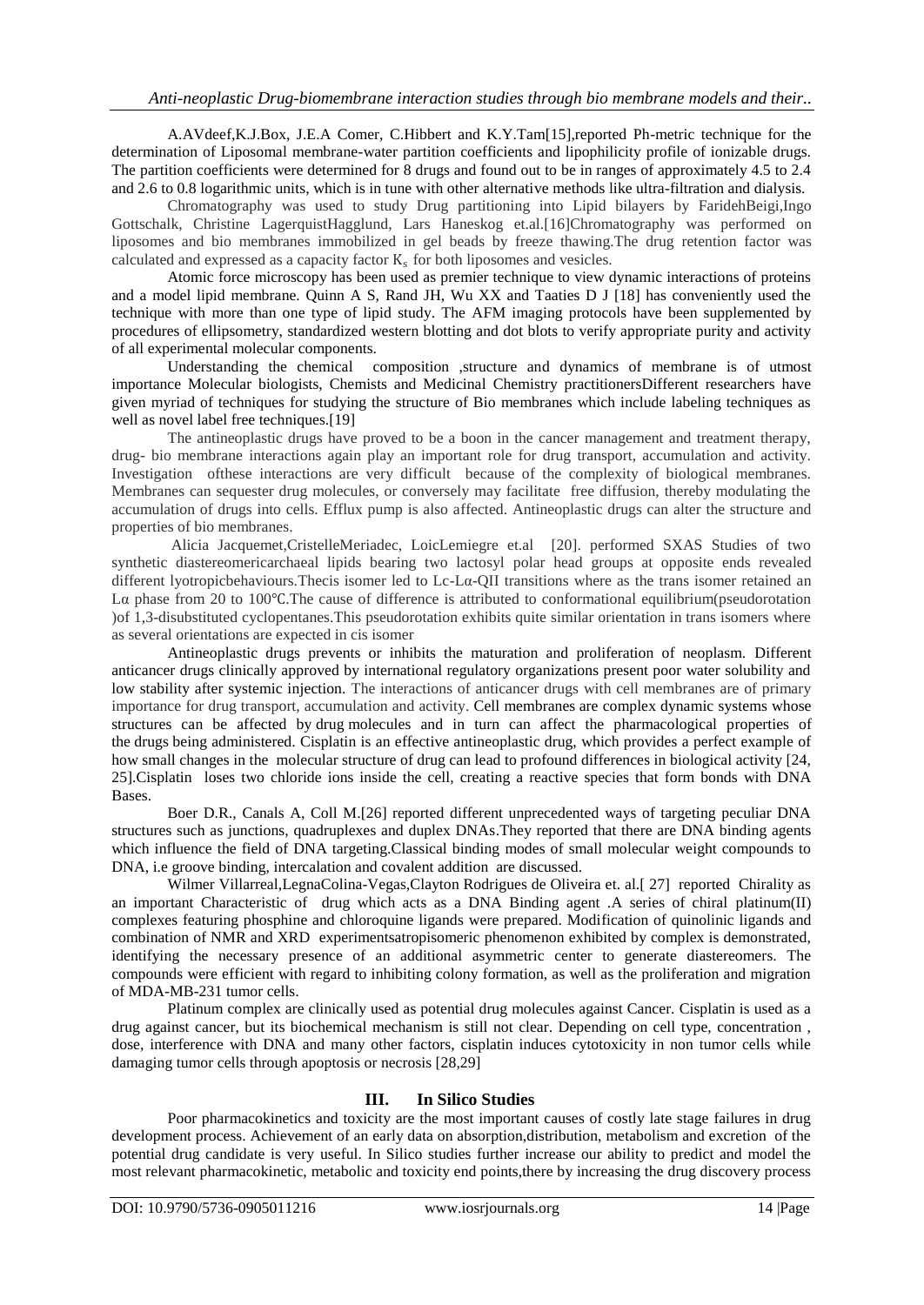A.AVdeef,K.J.Box, J.E.A Comer, C.Hibbert and K.Y.Tam[15],reported Ph-metric technique for the determination of Liposomal membrane-water partition coefficients and lipophilicity profile of ionizable drugs. The partition coefficients were determined for 8 drugs and found out to be in ranges of approximately 4.5 to 2.4 and 2.6 to 0.8 logarithmic units, which is in tune with other alternative methods like ultra-filtration and dialysis.

Chromatography was used to study Drug partitioning into Lipid bilayers by FaridehBeigi,Ingo Gottschalk, Christine LagerquistHagglund, Lars Haneskog et.al.[16]Chromatography was performed on liposomes and bio membranes immobilized in gel beads by freeze thawing.The drug retention factor was calculated and expressed as a capacity factor $K_s$ for both liposomes and vesicles.

Atomic force microscopy has been used as premier technique to view dynamic interactions of proteins and a model lipid membrane. Quinn A S, Rand JH, Wu XX and Taaties D J [18] has conveniently used the technique with more than one type of lipid study. The AFM imaging protocols have been supplemented by procedures of ellipsometry, standardized western blotting and dot blots to verify appropriate purity and activity of all experimental molecular components.

Understanding the chemical composition ,structure and dynamics of membrane is of utmost importance Molecular biologists, Chemists and Medicinal Chemistry practitionersDifferent researchers have given myriad of techniques for studying the structure of Bio membranes which include labeling techniques as well as novel label free techniques.[19]

The antineoplastic drugs have proved to be a boon in the cancer management and treatment therapy, drug- bio membrane interactions again play an important role for drug transport, accumulation and activity. Investigation ofthese interactions are very difficult because of the complexity of biological membranes. Membranes can sequester drug molecules, or conversely may facilitate free diffusion, thereby modulating the accumulation of drugs into cells. Efflux pump is also affected. Antineoplastic drugs can alter the structure and properties of bio membranes.

Alicia Jacquemet,CristelleMeriadec, LoicLemiegre et.al [20]. performed SXAS Studies of two synthetic diastereomericarchaeal lipids bearing two lactosyl polar head groups at opposite ends revealed different lyotropicbehaviours.Thecis isomer led to Lc-Lα-QII transitions where as the trans isomer retained an Lα phase from 20 to 100℃.The cause of difference is attributed to conformational equilibrium(pseudorotation )of 1,3-disubstituted cyclopentanes.This pseudorotation exhibits quite similar orientation in trans isomers where as several orientations are expected in cis isomer

Antineoplastic drugs prevents or inhibits the maturation and proliferation of neoplasm. Different anticancer drugs clinically approved by international regulatory organizations present poor water solubility and low stability after systemic injection. The interactions of anticancer drugs with cell membranes are of primary importance for drug transport, accumulation and activity. Cell membranes are complex dynamic systems whose structures can be affected by drug molecules and in turn can affect the pharmacological properties of the drugs being administered. Cisplatin is an effective antineoplastic drug, which provides a perfect example of how small changes in the molecular structure of drug can lead to profound differences in biological activity [24, 25].Cisplatin loses two chloride ions inside the cell, creating a reactive species that form bonds with DNA Bases.

Boer D.R., Canals A, Coll M.[26] reported different unprecedented ways of targeting peculiar DNA structures such as junctions, quadruplexes and duplex DNAs.They reported that there are DNA binding agents which influence the field of DNA targeting.Classical binding modes of small molecular weight compounds to DNA, i.e groove binding, intercalation and covalent addition are discussed.

Wilmer Villarreal,LegnaColina-Vegas,Clayton Rodrigues de Oliveira et. al.[ 27] reported Chirality as an important Characteristic of drug which acts as a DNA Binding agent .A series of chiral platinum(II) complexes featuring phosphine and chloroquine ligands were prepared. Modification of quinolinic ligands and combination of NMR and XRD experimentsatropisomeric phenomenon exhibited by complex is demonstrated, identifying the necessary presence of an additional asymmetric center to generate diastereomers. The compounds were efficient with regard to inhibiting colony formation, as well as the proliferation and migration of MDA-MB-231 tumor cells.

Platinum complex are clinically used as potential drug molecules against Cancer. Cisplatin is used as a drug against cancer, but its biochemical mechanism is still not clear. Depending on cell type, concentration , dose, interference with DNA and many other factors, cisplatin induces cytotoxicity in non tumor cells while damaging tumor cells through apoptosis or necrosis [28,29]

## III. In Silico Studies

Poor pharmacokinetics and toxicity are the most important causes of costly late stage failures in drug development process. Achievement of an early data on absorption,distribution, metabolism and excretion of the potential drug candidate is very useful. In Silico studies further increase our ability to predict and model the most relevant pharmacokinetic, metabolic and toxicity end points,there by increasing the drug discovery process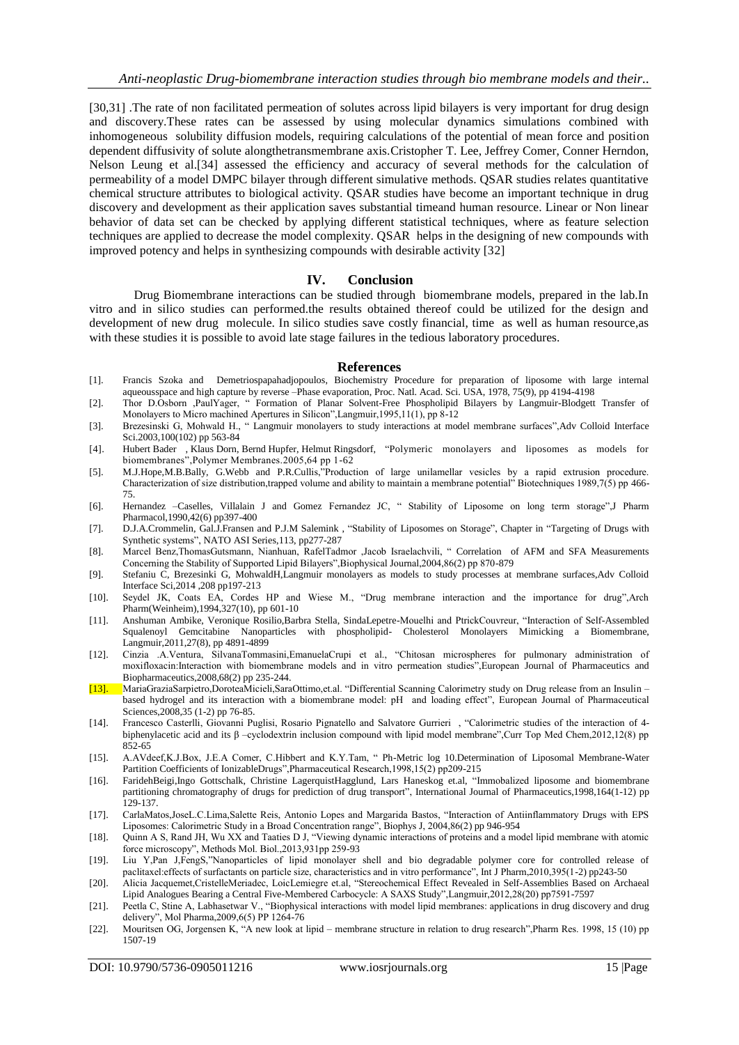[30,31] .The rate of non facilitated permeation of solutes across lipid bilayers is very important for drug design and discovery.These rates can be assessed by using molecular dynamics simulations combined with inhomogeneous solubility diffusion models, requiring calculations of the potential of mean force and position dependent diffusivity of solute alongthetransmembrane axis.Cristopher T. Lee, Jeffrey Comer, Conner Herndon, Nelson Leung et al.[34] assessed the efficiency and accuracy of several methods for the calculation of permeability of a model DMPC bilayer through different simulative methods. QSAR studies relates quantitative chemical structure attributes to biological activity. QSAR studies have become an important technique in drug discovery and development as their application saves substantial timeand human resource. Linear or Non linear behavior of data set can be checked by applying different statistical techniques, where as feature selection techniques are applied to decrease the model complexity. QSAR helps in the designing of new compounds with improved potency and helps in synthesizing compounds with desirable activity [32]

## IV. Conclusion

Drug Biomembrane interactions can be studied through biomembrane models, prepared in the lab.In vitro and in silico studies can performed.the results obtained thereof could be utilized for the design and development of new drug molecule. In silico studies save costly financial, time as well as human resource,as with these studies it is possible to avoid late stage failures in the tedious laboratory procedures.

## References

[1]. Francis Szoka and Demetriospapahadjopoulos, Biochemistry Procedure for preparation of liposome with large internal aqueousspace and high capture by reverse –Phase evaporation, Proc. Natl. Acad. Sci. USA, 1978, 75(9), pp 4194-4198

[2]. Thor D.Osborn ,PaulYager, " Formation of Planar Solvent-Free Phospholipid Bilayers by Langmuir-Blodgett Transfer of Monolayers to Micro machined Apertures in Silicon",Langmuir,1995,11(1), pp 8-12

[3]. Brezesinski G, Mohwald H., " Langmuir monolayers to study interactions at model membrane surfaces",Adv Colloid Interface Sci.2003,100(102) pp 563-84

[4]. Hubert Bader , Klaus Dorn, Bernd Hupfer, Helmut Ringsdorf, "Polymeric monolayers and liposomes as models for biomembranes",Polymer Membranes.2005,64 pp 1-62

[5]. M.J.Hope,M.B.Bally, G.Webb and P.R.Cullis,"Production of large unilamellar vesicles by a rapid extrusion procedure. Characterization of size distribution,trapped volume and ability to maintain a membrane potential" Biotechniques 1989,7(5) pp 466-75.

[6]. Hernandez –Caselles, Villalain J and Gomez Fernandez JC, " Stability of Liposome on long term storage",J Pharm Pharmacol,1990,42(6) pp397-400

[7]. D.J.A.Crommelin, Gal.J.Fransen and P.J.M Salemink , "Stability of Liposomes on Storage", Chapter in "Targeting of Drugs with Synthetic systems", NATO ASI Series,113, pp277-287

[8]. Marcel Benz,ThomasGutsmann, Nianhuan, RafelTadmor ,Jacob Israelachvili, " Correlation of AFM and SFA Measurements Concerning the Stability of Supported Lipid Bilayers",Biophysical Journal,2004,86(2) pp 870-879

[9]. Stefaniu C, Brezesinki G, MohwaldH,Langmuir monolayers as models to study processes at membrane surfaces,Adv Colloid Interface Sci,2014 ,208 pp197-213

[10]. Seydel JK, Coats EA, Cordes HP and Wiese M., "Drug membrane interaction and the importance for drug",Arch Pharm(Weinheim),1994,327(10), pp 601-10

[11]. Anshuman Ambike, Veronique Rosilio,Barbra Stella, SindaLepetre-Mouelhi and PtrickCouvreur, "Interaction of Self-Assembled Squalenoyl Gemcitabine Nanoparticles with phospholipid- Cholesterol Monolayers Mimicking a Biomembrane, Langmuir,2011,27(8), pp 4891-4899

[12]. Cinzia .A.Ventura, SilvanaTommasini,EmanuelaCrupi et al., "Chitosan microspheres for pulmonary administration of moxifloxacin:Interaction with biomembrane models and in vitro permeation studies",European Journal of Pharmaceutics and Biopharmaceutics,2008,68(2) pp 235-244.

[13]. MariaGraziaSarpietro,DoroteaMicieli,SaraOttimo,et.al. "Differential Scanning Calorimetry study on Drug release from an Insulin – based hydrogel and its interaction with a biomembrane model: pH and loading effect", European Journal of Pharmaceutical Sciences,2008,35 (1-2) pp 76-85.

[14]. Francesco Casterlli, Giovanni Puglisi, Rosario Pignatello and Salvatore Gurrieri , "Calorimetric studies of the interaction of 4-biphenylacetic acid and its β –cyclodextrin inclusion compound with lipid model membrane",Curr Top Med Chem,2012,12(8) pp 852-65

[15]. A.AVdeef,K.J.Box, J.E.A Comer, C.Hibbert and K.Y.Tam, " Ph-Metric log 10.Determination of Liposomal Membrane-Water Partition Coefficients of IonizableDrugs",Pharmaceutical Research,1998,15(2) pp209-215

[16]. FaridehBeigi,Ingo Gottschalk, Christine LagerquistHagglund, Lars Haneskog et.al, "Immobalized liposome and biomembrane partitioning chromatography of drugs for prediction of drug transport", International Journal of Pharmaceutics,1998,164(1-12) pp 129-137.

[17]. CarlaMatos,JoseL.C.Lima,Salette Reis, Antonio Lopes and Margarida Bastos, "Interaction of Antiinflammatory Drugs with EPS Liposomes: Calorimetric Study in a Broad Concentration range", Biophys J, 2004,86(2) pp 946-954

[18]. Quinn A S, Rand JH, Wu XX and Taaties D J, "Viewing dynamic interactions of proteins and a model lipid membrane with atomic force microscopy", Methods Mol. Biol.,2013,931pp 259-93

[19]. Liu Y,Pan J,FengS,"Nanoparticles of lipid monolayer shell and bio degradable polymer core for controlled release of paclitaxel:effects of surfactants on particle size, characteristics and in vitro performance", Int J Pharm,2010,395(1-2) pp243-50

[20]. Alicia Jacquemet,CristelleMeriadec, LoicLemiegre et.al, "Stereochemical Effect Revealed in Self-Assemblies Based on Archaeal Lipid Analogues Bearing a Central Five-Membered Carbocycle: A SAXS Study",Langmuir,2012,28(20) pp7591-7597

[21]. Peetla C, Stine A, Labhasetwar V., "Biophysical interactions with model lipid membranes: applications in drug discovery and drug delivery", Mol Pharma,2009,6(5) PP 1264-76

[22]. Mouritsen OG, Jorgensen K, "A new look at lipid – membrane structure in relation to drug research",Pharm Res. 1998, 15 (10) pp 1507-19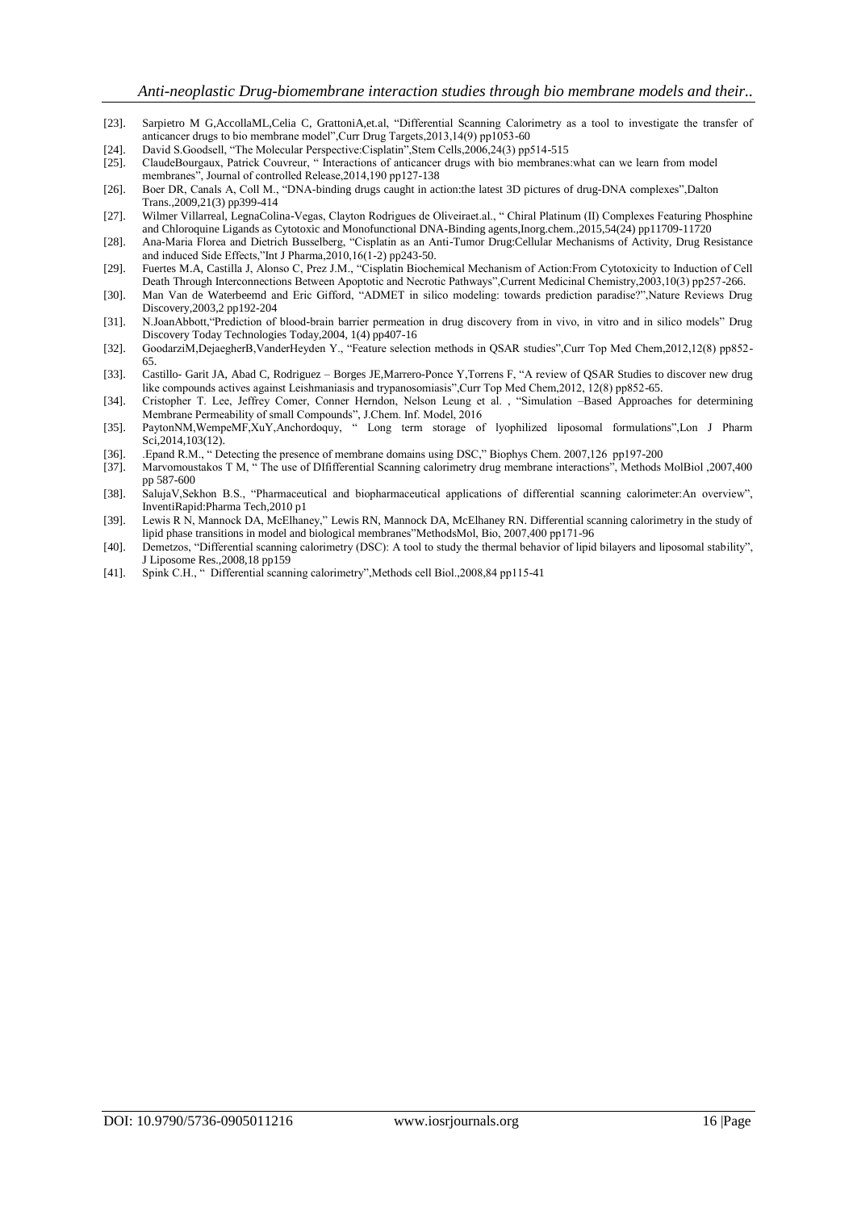[23]. Sarpietro M G,AccollaML,Celia C, GrattoniA,et.al, "Differential Scanning Calorimetry as a tool to investigate the transfer of anticancer drugs to bio membrane model",Curr Drug Targets,2013,14(9) pp1053-60

[24]. David S.Goodsell, "The Molecular Perspective:Cisplatin",Stem Cells,2006,24(3) pp514-515

[25]. ClaudeBourgaux, Patrick Couvreur, " Interactions of anticancer drugs with bio membranes:what can we learn from model membranes", Journal of controlled Release,2014,190 pp127-138

[26]. Boer DR, Canals A, Coll M., "DNA-binding drugs caught in action:the latest 3D pictures of drug-DNA complexes",Dalton Trans.,2009,21(3) pp399-414

[27]. Wilmer Villarreal, LegnaColina-Vegas, Clayton Rodrigues de Oliveiraet.al., " Chiral Platinum (II) Complexes Featuring Phosphine and Chloroquine Ligands as Cytotoxic and Monofunctional DNA-Binding agents,Inorg.chem.,2015,54(24) pp11709-11720

[28]. Ana-Maria Florea and Dietrich Busselberg, "Cisplatin as an Anti-Tumor Drug:Cellular Mechanisms of Activity, Drug Resistance and induced Side Effects,"Int J Pharma,2010,16(1-2) pp243-50.

[29]. Fuertes M.A, Castilla J, Alonso C, Prez J.M., "Cisplatin Biochemical Mechanism of Action:From Cytotoxicity to Induction of Cell Death Through Interconnections Between Apoptotic and Necrotic Pathways",Current Medicinal Chemistry,2003,10(3) pp257-266.

[30]. Man Van de Waterbeemd and Eric Gifford, "ADMET in silico modeling: towards prediction paradise?",Nature Reviews Drug Discovery,2003,2 pp192-204

[31]. N.JoanAbbott,"Prediction of blood-brain barrier permeation in drug discovery from in vivo, in vitro and in silico models" Drug Discovery Today Technologies Today,2004, 1(4) pp407-16

[32]. GoodarziM,DejaegherB,VanderHeyden Y., "Feature selection methods in QSAR studies",Curr Top Med Chem,2012,12(8) pp852-65.

[33]. Castillo- Garit JA, Abad C, Rodriguez – Borges JE,Marrero-Ponce Y,Torrens F, "A review of QSAR Studies to discover new drug like compounds actives against Leishmaniasis and trypanosomiasis",Curr Top Med Chem,2012, 12(8) pp852-65.

[34]. Cristopher T. Lee, Jeffrey Comer, Conner Herndon, Nelson Leung et al. , "Simulation –Based Approaches for determining Membrane Permeability of small Compounds", J.Chem. Inf. Model, 2016

[35]. PaytonNM,WempeMF,XuY,Anchordoquy, " Long term storage of lyophilized liposomal formulations",Lon J Pharm Sci,2014,103(12).

[36]. .Epand R.M., " Detecting the presence of membrane domains using DSC," Biophys Chem. 2007,126 pp197-200

[37]. Marvomoustakos T M, " The use of DIfifferential Scanning calorimetry drug membrane interactions", Methods MolBiol ,2007,400 pp 587-600

[38]. SalujaV,Sekhon B.S., "Pharmaceutical and biopharmaceutical applications of differential scanning calorimeter:An overview", InventiRapid:Pharma Tech,2010 p1

[39]. Lewis R N, Mannock DA, McElhaney," Lewis RN, Mannock DA, McElhaney RN. Differential scanning calorimetry in the study of lipid phase transitions in model and biological membranes"MethodsMol, Bio, 2007,400 pp171-96

[40]. Demetzos, "Differential scanning calorimetry (DSC): A tool to study the thermal behavior of lipid bilayers and liposomal stability", J Liposome Res.,2008,18 pp159

[41]. Spink C.H., " Differential scanning calorimetry",Methods cell Biol.,2008,84 pp115-41